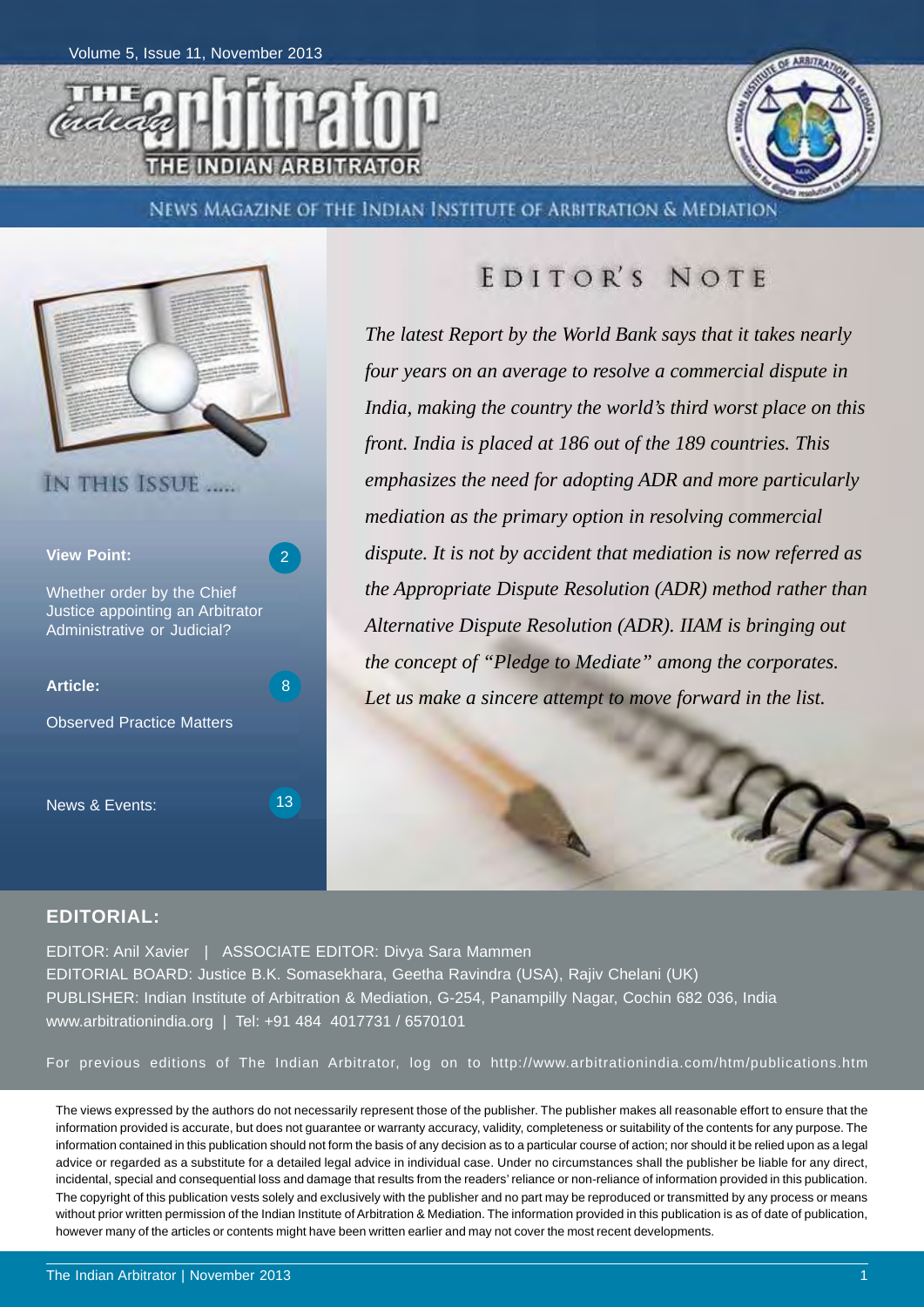Volume 5, Issue 11, November 2013

# THE INDIAN ARBITRATOR

NEWS MAGAZINE OF THE INDIAN INSTITUTE OF ARBITRATION & MEDIATION

## IN THIS ISSUE .....

**View Point:** 2

Whether order by the Chief Justice appointing an Arbitrator Administrative or Judicial?

**Article:** 8

Observed Practice Matters

News & Events: 13

## EDITOR'S NOTE

*The latest Report by the World Bank says that it takes nearly four years on an average to resolve a commercial dispute in India, making the country the world's third worst place on this front. India is placed at 186 out of the 189 countries. This emphasizes the need for adopting ADR and more particularly mediation as the primary option in resolving commercial dispute. It is not by accident that mediation is now referred as the Appropriate Dispute Resolution (ADR) method rather than Alternative Dispute Resolution (ADR). IIAM is bringing out the concept of "Pledge to Mediate" among the corporates. Let us make a sincere attempt to move forward in the list.*

**EDITORIAL:**

EDITOR: Anil Xavier | ASSOCIATE EDITOR: Divya Sara Mammen
EDITORIAL BOARD: Justice B.K. Somasekhara, Geetha Ravindra (USA), Rajiv Chelani (UK)
PUBLISHER: Indian Institute of Arbitration & Mediation, G-254, Panampilly Nagar, Cochin 682 036, India
www.arbitrationindia.org | Tel: +91 484 4017731 / 6570101

For previous editions of The Indian Arbitrator, log on to http://www.arbitrationindia.com/htm/publications.htm

The views expressed by the authors do not necessarily represent those of the publisher. The publisher makes all reasonable effort to ensure that the information provided is accurate, but does not guarantee or warranty accuracy, validity, completeness or suitability of the contents for any purpose. The information contained in this publication should not form the basis of any decision as to a particular course of action; nor should it be relied upon as a legal advice or regarded as a substitute for a detailed legal advice in individual case. Under no circumstances shall the publisher be liable for any direct, incidental, special and consequential loss and damage that results from the readers' reliance or non-reliance of information provided in this publication. The copyright of this publication vests solely and exclusively with the publisher and no part may be reproduced or transmitted by any process or means without prior written permission of the Indian Institute of Arbitration & Mediation. The information provided in this publication is as of date of publication, however many of the articles or contents might have been written earlier and may not cover the most recent developments.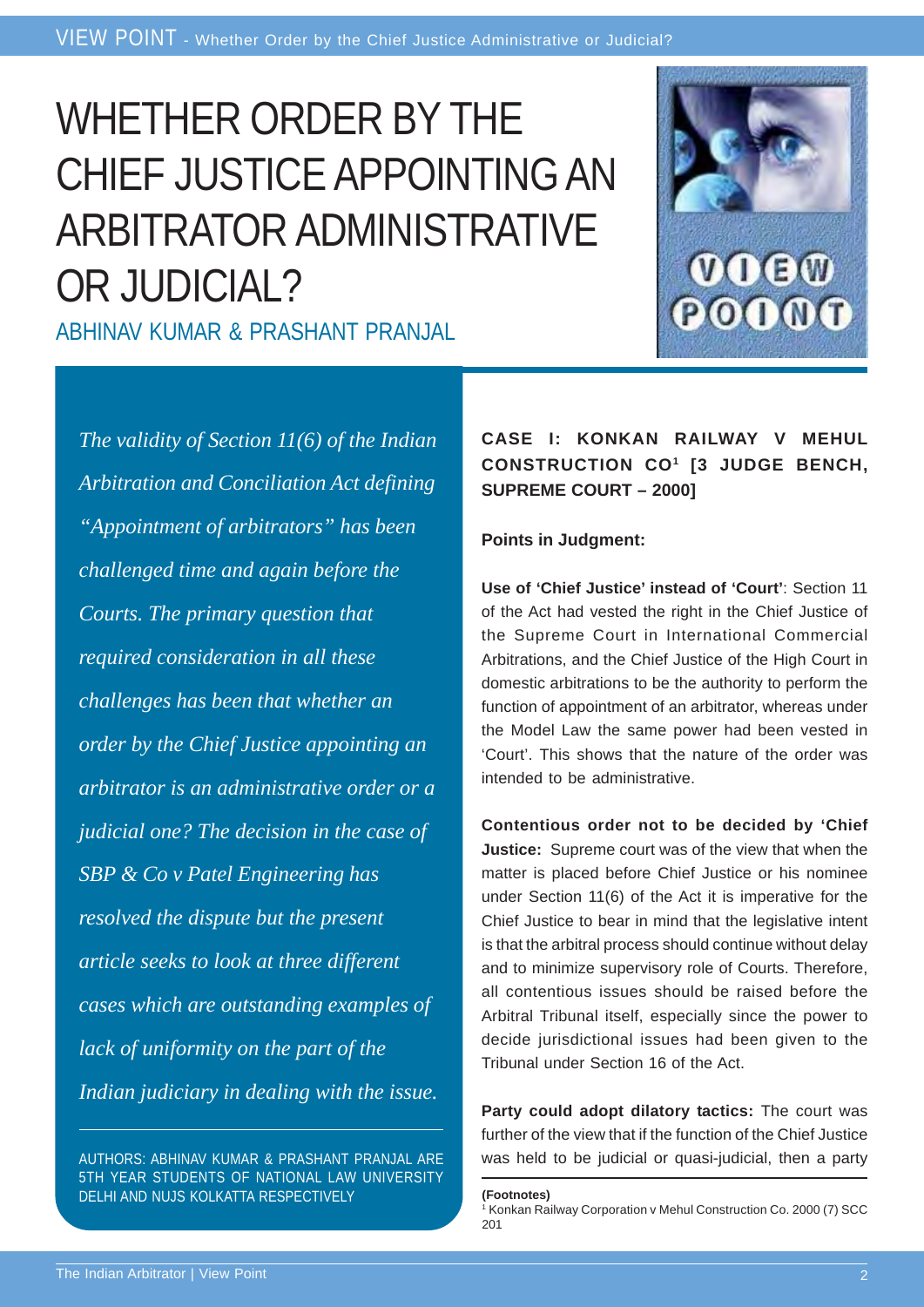# WHETHER ORDER BY THE CHIEF JUSTICE APPOINTING AN ARBITRATOR ADMINISTRATIVE OR JUDICIAL?

ABHINAV KUMAR & PRASHANT PRANJAL

*The validity of Section 11(6) of the Indian Arbitration and Conciliation Act defining "Appointment of arbitrators" has been challenged time and again before the Courts. The primary question that required consideration in all these challenges has been that whether an order by the Chief Justice appointing an arbitrator is an administrative order or a judicial one? The decision in the case of SBP & Co v Patel Engineering has resolved the dispute but the present article seeks to look at three different cases which are outstanding examples of lack of uniformity on the part of the Indian judiciary in dealing with the issue.*

AUTHORS: ABHINAV KUMAR & PRASHANT PRANJAL ARE 5TH YEAR STUDENTS OF NATIONAL LAW UNIVERSITY DELHI AND NUJS KOLKATTA RESPECTIVELY

## CASE I: KONKAN RAILWAY V MEHUL CONSTRUCTION CO[1] [3 JUDGE BENCH, SUPREME COURT – 2000]

**Points in Judgment:**

**Use of 'Chief Justice' instead of 'Court'**: Section 11 of the Act had vested the right in the Chief Justice of the Supreme Court in International Commercial Arbitrations, and the Chief Justice of the High Court in domestic arbitrations to be the authority to perform the function of appointment of an arbitrator, whereas under the Model Law the same power had been vested in 'Court'. This shows that the nature of the order was intended to be administrative.

**Contentious order not to be decided by 'Chief Justice:** Supreme court was of the view that when the matter is placed before Chief Justice or his nominee under Section 11(6) of the Act it is imperative for the Chief Justice to bear in mind that the legislative intent is that the arbitral process should continue without delay and to minimize supervisory role of Courts. Therefore, all contentious issues should be raised before the Arbitral Tribunal itself, especially since the power to decide jurisdictional issues had been given to the Tribunal under Section 16 of the Act.

**Party could adopt dilatory tactics:** The court was further of the view that if the function of the Chief Justice was held to be judicial or quasi-judicial, then a party

**(Footnotes)**

[1] Konkan Railway Corporation v Mehul Construction Co. 2000 (7) SCC 201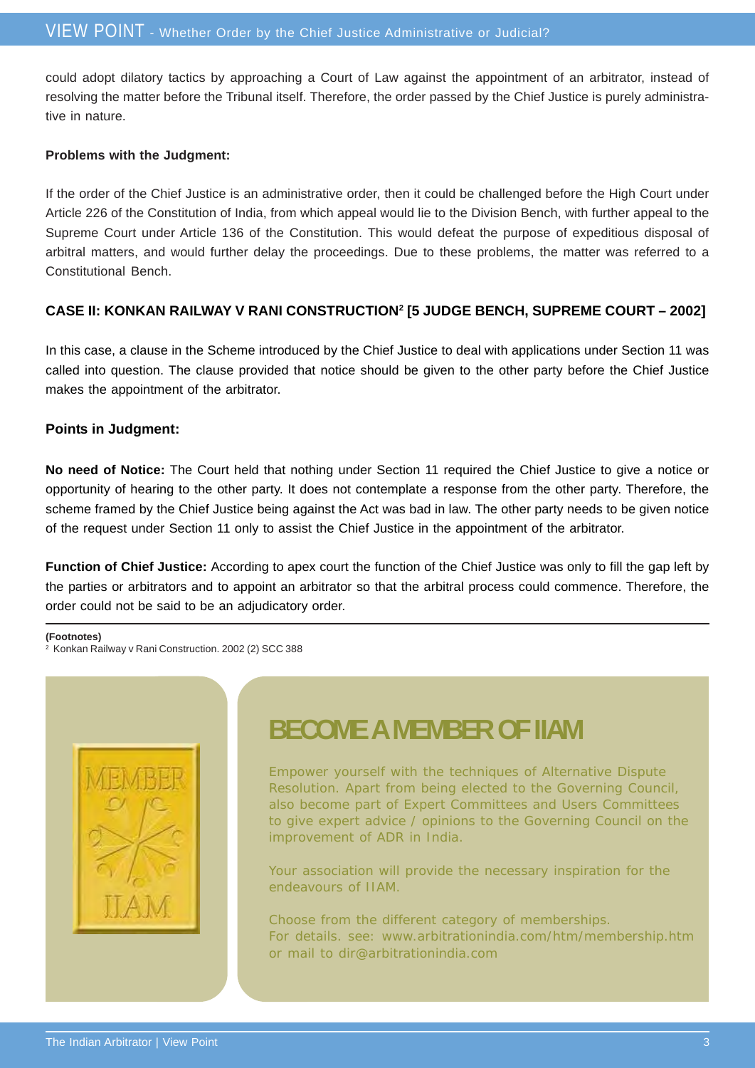could adopt dilatory tactics by approaching a Court of Law against the appointment of an arbitrator, instead of resolving the matter before the Tribunal itself. Therefore, the order passed by the Chief Justice is purely administrative in nature.

**Problems with the Judgment:**

If the order of the Chief Justice is an administrative order, then it could be challenged before the High Court under Article 226 of the Constitution of India, from which appeal would lie to the Division Bench, with further appeal to the Supreme Court under Article 136 of the Constitution. This would defeat the purpose of expeditious disposal of arbitral matters, and would further delay the proceedings. Due to these problems, the matter was referred to a Constitutional Bench.

### CASE II: KONKAN RAILWAY V RANI CONSTRUCTION[2] [5 JUDGE BENCH, SUPREME COURT – 2002]

In this case, a clause in the Scheme introduced by the Chief Justice to deal with applications under Section 11 was called into question. The clause provided that notice should be given to the other party before the Chief Justice makes the appointment of the arbitrator.

**Points in Judgment:**

**No need of Notice:** The Court held that nothing under Section 11 required the Chief Justice to give a notice or opportunity of hearing to the other party. It does not contemplate a response from the other party. Therefore, the scheme framed by the Chief Justice being against the Act was bad in law. The other party needs to be given notice of the request under Section 11 only to assist the Chief Justice in the appointment of the arbitrator.

**Function of Chief Justice:** According to apex court the function of the Chief Justice was only to fill the gap left by the parties or arbitrators and to appoint an arbitrator so that the arbitral process could commence. Therefore, the order could not be said to be an adjudicatory order.

**(Footnotes)**

[2] Konkan Railway v Rani Construction. 2002 (2) SCC 388

## BECOME A MEMBER OF IIAM

Empower yourself with the techniques of Alternative Dispute Resolution. Apart from being elected to the Governing Council, also become part of Expert Committees and Users Committees to give expert advice / opinions to the Governing Council on the improvement of ADR in India.

Your association will provide the necessary inspiration for the endeavours of IIAM.

Choose from the different category of memberships.
For details. see: www.arbitrationindia.com/htm/membership.htm
or mail to dir@arbitrationindia.com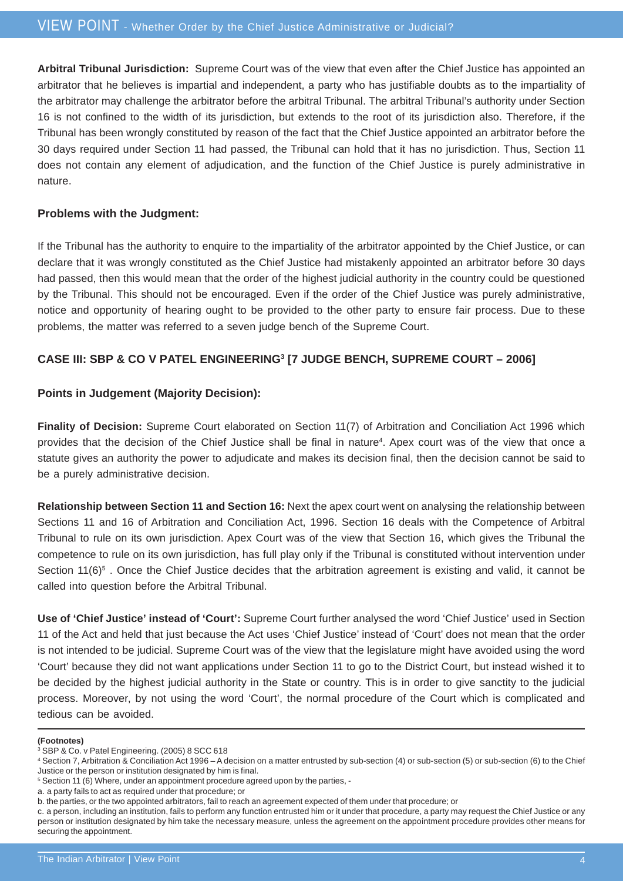**Arbitral Tribunal Jurisdiction:** Supreme Court was of the view that even after the Chief Justice has appointed an arbitrator that he believes is impartial and independent, a party who has justifiable doubts as to the impartiality of the arbitrator may challenge the arbitrator before the arbitral Tribunal. The arbitral Tribunal's authority under Section 16 is not confined to the width of its jurisdiction, but extends to the root of its jurisdiction also. Therefore, if the Tribunal has been wrongly constituted by reason of the fact that the Chief Justice appointed an arbitrator before the 30 days required under Section 11 had passed, the Tribunal can hold that it has no jurisdiction. Thus, Section 11 does not contain any element of adjudication, and the function of the Chief Justice is purely administrative in nature.

**Problems with the Judgment:**

If the Tribunal has the authority to enquire to the impartiality of the arbitrator appointed by the Chief Justice, or can declare that it was wrongly constituted as the Chief Justice had mistakenly appointed an arbitrator before 30 days had passed, then this would mean that the order of the highest judicial authority in the country could be questioned by the Tribunal. This should not be encouraged. Even if the order of the Chief Justice was purely administrative, notice and opportunity of hearing ought to be provided to the other party to ensure fair process. Due to these problems, the matter was referred to a seven judge bench of the Supreme Court.

### CASE III: SBP & CO V PATEL ENGINEERING[3] [7 JUDGE BENCH, SUPREME COURT – 2006]

**Points in Judgement (Majority Decision):**

**Finality of Decision:** Supreme Court elaborated on Section 11(7) of Arbitration and Conciliation Act 1996 which provides that the decision of the Chief Justice shall be final in nature[4]. Apex court was of the view that once a statute gives an authority the power to adjudicate and makes its decision final, then the decision cannot be said to be a purely administrative decision.

**Relationship between Section 11 and Section 16:** Next the apex court went on analysing the relationship between Sections 11 and 16 of Arbitration and Conciliation Act, 1996. Section 16 deals with the Competence of Arbitral Tribunal to rule on its own jurisdiction. Apex Court was of the view that Section 16, which gives the Tribunal the competence to rule on its own jurisdiction, has full play only if the Tribunal is constituted without intervention under Section 11(6)[5] . Once the Chief Justice decides that the arbitration agreement is existing and valid, it cannot be called into question before the Arbitral Tribunal.

**Use of 'Chief Justice' instead of 'Court':** Supreme Court further analysed the word 'Chief Justice' used in Section 11 of the Act and held that just because the Act uses 'Chief Justice' instead of 'Court' does not mean that the order is not intended to be judicial. Supreme Court was of the view that the legislature might have avoided using the word 'Court' because they did not want applications under Section 11 to go to the District Court, but instead wished it to be decided by the highest judicial authority in the State or country. This is in order to give sanctity to the judicial process. Moreover, by not using the word 'Court', the normal procedure of the Court which is complicated and tedious can be avoided.

---

**(Footnotes)**

[3] SBP & Co. v Patel Engineering. (2005) 8 SCC 618

[4] Section 7, Arbitration & Conciliation Act 1996 – A decision on a matter entrusted by sub-section (4) or sub-section (5) or sub-section (6) to the Chief Justice or the person or institution designated by him is final.

[5] Section 11 (6) Where, under an appointment procedure agreed upon by the parties, -

a. a party fails to act as required under that procedure; or

b. the parties, or the two appointed arbitrators, fail to reach an agreement expected of them under that procedure; or

c. a person, including an institution, fails to perform any function entrusted him or it under that procedure, a party may request the Chief Justice or any person or institution designated by him take the necessary measure, unless the agreement on the appointment procedure provides other means for securing the appointment.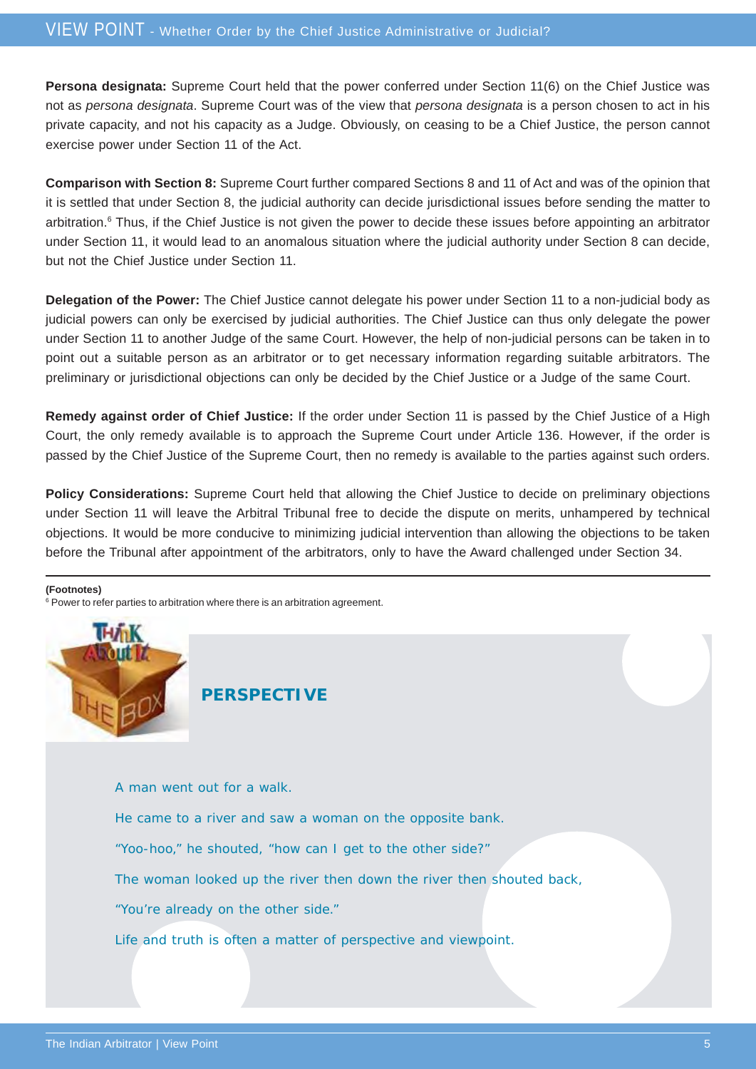**Persona designata:** Supreme Court held that the power conferred under Section 11(6) on the Chief Justice was not as *persona designata*. Supreme Court was of the view that *persona designata* is a person chosen to act in his private capacity, and not his capacity as a Judge. Obviously, on ceasing to be a Chief Justice, the person cannot exercise power under Section 11 of the Act.

**Comparison with Section 8:** Supreme Court further compared Sections 8 and 11 of Act and was of the opinion that it is settled that under Section 8, the judicial authority can decide jurisdictional issues before sending the matter to arbitration.[6] Thus, if the Chief Justice is not given the power to decide these issues before appointing an arbitrator under Section 11, it would lead to an anomalous situation where the judicial authority under Section 8 can decide, but not the Chief Justice under Section 11.

**Delegation of the Power:** The Chief Justice cannot delegate his power under Section 11 to a non-judicial body as judicial powers can only be exercised by judicial authorities. The Chief Justice can thus only delegate the power under Section 11 to another Judge of the same Court. However, the help of non-judicial persons can be taken in to point out a suitable person as an arbitrator or to get necessary information regarding suitable arbitrators. The preliminary or jurisdictional objections can only be decided by the Chief Justice or a Judge of the same Court.

**Remedy against order of Chief Justice:** If the order under Section 11 is passed by the Chief Justice of a High Court, the only remedy available is to approach the Supreme Court under Article 136. However, if the order is passed by the Chief Justice of the Supreme Court, then no remedy is available to the parties against such orders.

**Policy Considerations:** Supreme Court held that allowing the Chief Justice to decide on preliminary objections under Section 11 will leave the Arbitral Tribunal free to decide the dispute on merits, unhampered by technical objections. It would be more conducive to minimizing judicial intervention than allowing the objections to be taken before the Tribunal after appointment of the arbitrators, only to have the Award challenged under Section 34.

---

**(Footnotes)**

[6] Power to refer parties to arbitration where there is an arbitration agreement.

## PERSPECTIVE

A man went out for a walk.

He came to a river and saw a woman on the opposite bank.

"Yoo-hoo," he shouted, "how can I get to the other side?"

The woman looked up the river then down the river then shouted back,

"You're already on the other side."

Life and truth is often a matter of perspective and viewpoint.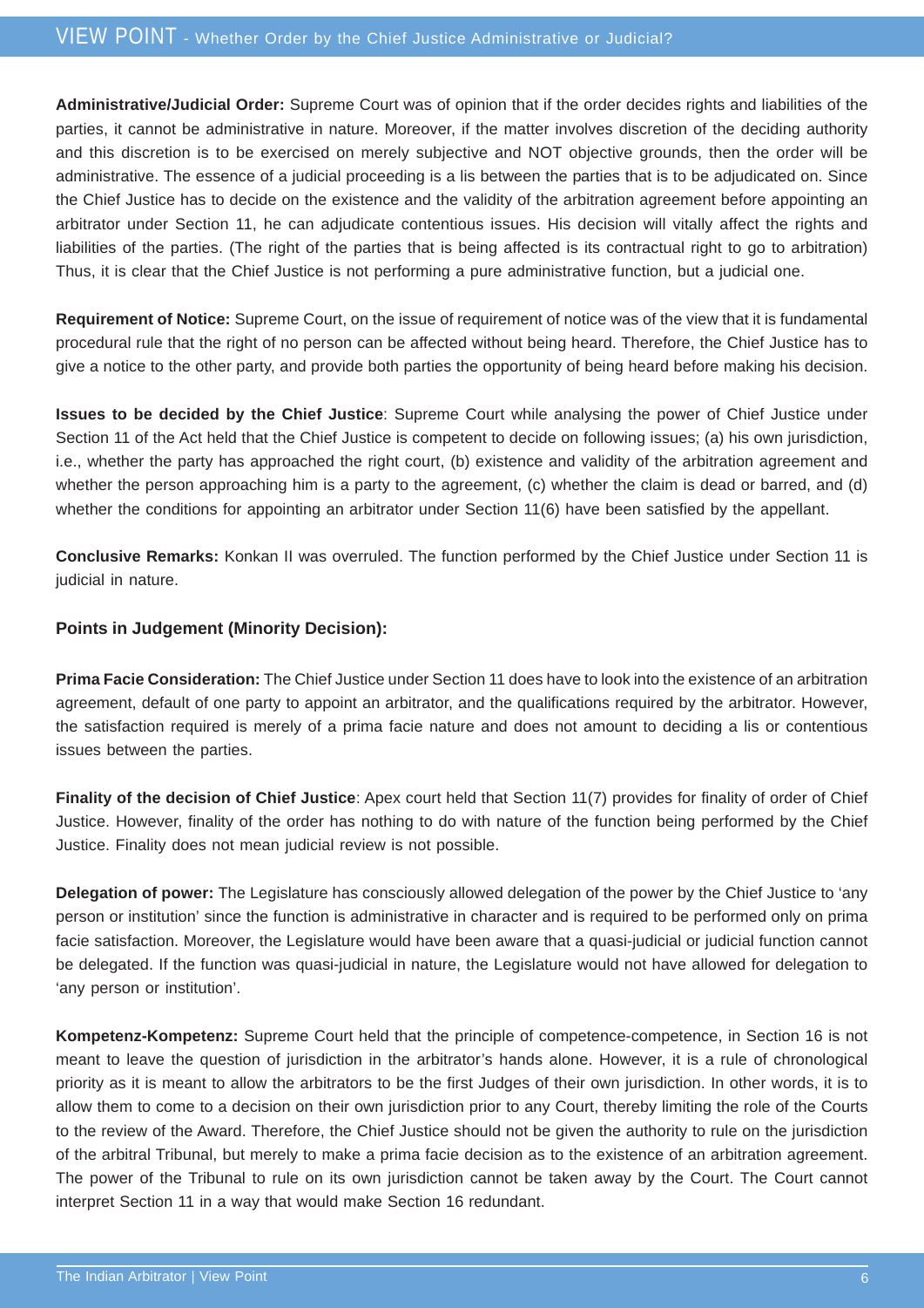**Administrative/Judicial Order:** Supreme Court was of opinion that if the order decides rights and liabilities of the parties, it cannot be administrative in nature. Moreover, if the matter involves discretion of the deciding authority and this discretion is to be exercised on merely subjective and NOT objective grounds, then the order will be administrative. The essence of a judicial proceeding is a lis between the parties that is to be adjudicated on. Since the Chief Justice has to decide on the existence and the validity of the arbitration agreement before appointing an arbitrator under Section 11, he can adjudicate contentious issues. His decision will vitally affect the rights and liabilities of the parties. (The right of the parties that is being affected is its contractual right to go to arbitration) Thus, it is clear that the Chief Justice is not performing a pure administrative function, but a judicial one.

**Requirement of Notice:** Supreme Court, on the issue of requirement of notice was of the view that it is fundamental procedural rule that the right of no person can be affected without being heard. Therefore, the Chief Justice has to give a notice to the other party, and provide both parties the opportunity of being heard before making his decision.

**Issues to be decided by the Chief Justice**: Supreme Court while analysing the power of Chief Justice under Section 11 of the Act held that the Chief Justice is competent to decide on following issues; (a) his own jurisdiction, i.e., whether the party has approached the right court, (b) existence and validity of the arbitration agreement and whether the person approaching him is a party to the agreement, (c) whether the claim is dead or barred, and (d) whether the conditions for appointing an arbitrator under Section 11(6) have been satisfied by the appellant.

**Conclusive Remarks:** Konkan II was overruled. The function performed by the Chief Justice under Section 11 is judicial in nature.

**Points in Judgement (Minority Decision):**

**Prima Facie Consideration:** The Chief Justice under Section 11 does have to look into the existence of an arbitration agreement, default of one party to appoint an arbitrator, and the qualifications required by the arbitrator. However, the satisfaction required is merely of a prima facie nature and does not amount to deciding a lis or contentious issues between the parties.

**Finality of the decision of Chief Justice**: Apex court held that Section 11(7) provides for finality of order of Chief Justice. However, finality of the order has nothing to do with nature of the function being performed by the Chief Justice. Finality does not mean judicial review is not possible.

**Delegation of power:** The Legislature has consciously allowed delegation of the power by the Chief Justice to 'any person or institution' since the function is administrative in character and is required to be performed only on prima facie satisfaction. Moreover, the Legislature would have been aware that a quasi-judicial or judicial function cannot be delegated. If the function was quasi-judicial in nature, the Legislature would not have allowed for delegation to 'any person or institution'.

**Kompetenz-Kompetenz:** Supreme Court held that the principle of competence-competence, in Section 16 is not meant to leave the question of jurisdiction in the arbitrator's hands alone. However, it is a rule of chronological priority as it is meant to allow the arbitrators to be the first Judges of their own jurisdiction. In other words, it is to allow them to come to a decision on their own jurisdiction prior to any Court, thereby limiting the role of the Courts to the review of the Award. Therefore, the Chief Justice should not be given the authority to rule on the jurisdiction of the arbitral Tribunal, but merely to make a prima facie decision as to the existence of an arbitration agreement. The power of the Tribunal to rule on its own jurisdiction cannot be taken away by the Court. The Court cannot interpret Section 11 in a way that would make Section 16 redundant.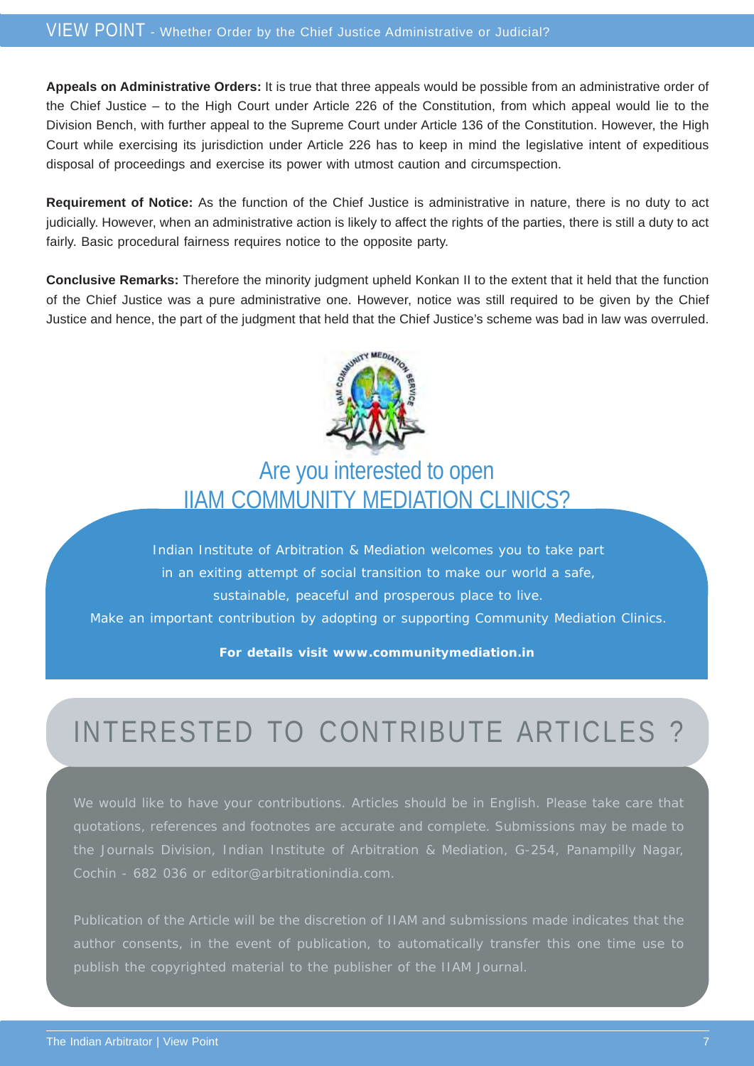**Appeals on Administrative Orders:** It is true that three appeals would be possible from an administrative order of the Chief Justice – to the High Court under Article 226 of the Constitution, from which appeal would lie to the Division Bench, with further appeal to the Supreme Court under Article 136 of the Constitution. However, the High Court while exercising its jurisdiction under Article 226 has to keep in mind the legislative intent of expeditious disposal of proceedings and exercise its power with utmost caution and circumspection.

**Requirement of Notice:** As the function of the Chief Justice is administrative in nature, there is no duty to act judicially. However, when an administrative action is likely to affect the rights of the parties, there is still a duty to act fairly. Basic procedural fairness requires notice to the opposite party.

**Conclusive Remarks:** Therefore the minority judgment upheld Konkan II to the extent that it held that the function of the Chief Justice was a pure administrative one. However, notice was still required to be given by the Chief Justice and hence, the part of the judgment that held that the Chief Justice's scheme was bad in law was overruled.

## Are you interested to open IIAM COMMUNITY MEDIATION CLINICS?

Indian Institute of Arbitration & Mediation welcomes you to take part in an exiting attempt of social transition to make our world a safe, sustainable, peaceful and prosperous place to live.
Make an important contribution by adopting or supporting Community Mediation Clinics.

**For details visit www.communitymediation.in**

## INTERESTED TO CONTRIBUTE ARTICLES ?

We would like to have your contributions. Articles should be in English. Please take care that quotations, references and footnotes are accurate and complete. Submissions may be made to the Journals Division, Indian Institute of Arbitration & Mediation, G-254, Panampilly Nagar, Cochin - 682 036 or editor@arbitrationindia.com.

Publication of the Article will be the discretion of IIAM and submissions made indicates that the author consents, in the event of publication, to automatically transfer this one time use to publish the copyrighted material to the publisher of the IIAM Journal.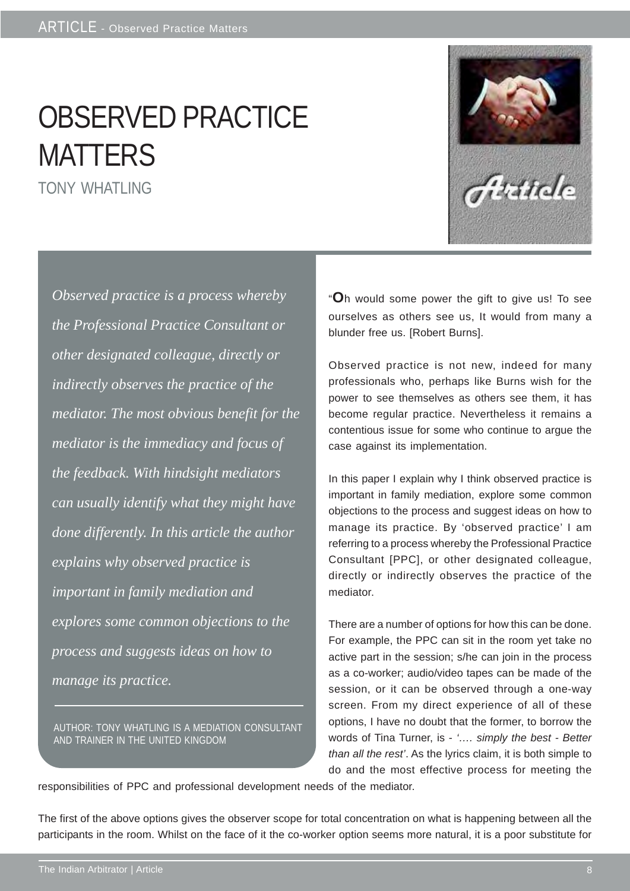# OBSERVED PRACTICE MATTERS

TONY WHATLING

*Observed practice is a process whereby the Professional Practice Consultant or other designated colleague, directly or indirectly observes the practice of the mediator. The most obvious benefit for the mediator is the immediacy and focus of the feedback. With hindsight mediators can usually identify what they might have done differently. In this article the author explains why observed practice is important in family mediation and explores some common objections to the process and suggests ideas on how to manage its practice.*

AUTHOR: TONY WHATLING IS A MEDIATION CONSULTANT AND TRAINER IN THE UNITED KINGDOM

"Oh would some power the gift to give us! To see ourselves as others see us, It would from many a blunder free us. [Robert Burns].

Observed practice is not new, indeed for many professionals who, perhaps like Burns wish for the power to see themselves as others see them, it has become regular practice. Nevertheless it remains a contentious issue for some who continue to argue the case against its implementation.

In this paper I explain why I think observed practice is important in family mediation, explore some common objections to the process and suggest ideas on how to manage its practice. By 'observed practice' I am referring to a process whereby the Professional Practice Consultant [PPC], or other designated colleague, directly or indirectly observes the practice of the mediator.

There are a number of options for how this can be done. For example, the PPC can sit in the room yet take no active part in the session; s/he can join in the process as a co-worker; audio/video tapes can be made of the session, or it can be observed through a one-way screen. From my direct experience of all of these options, I have no doubt that the former, to borrow the words of Tina Turner, is - *'.... simply the best - Better than all the rest'*. As the lyrics claim, it is both simple to do and the most effective process for meeting the responsibilities of PPC and professional development needs of the mediator.

The first of the above options gives the observer scope for total concentration on what is happening between all the participants in the room. Whilst on the face of it the co-worker option seems more natural, it is a poor substitute for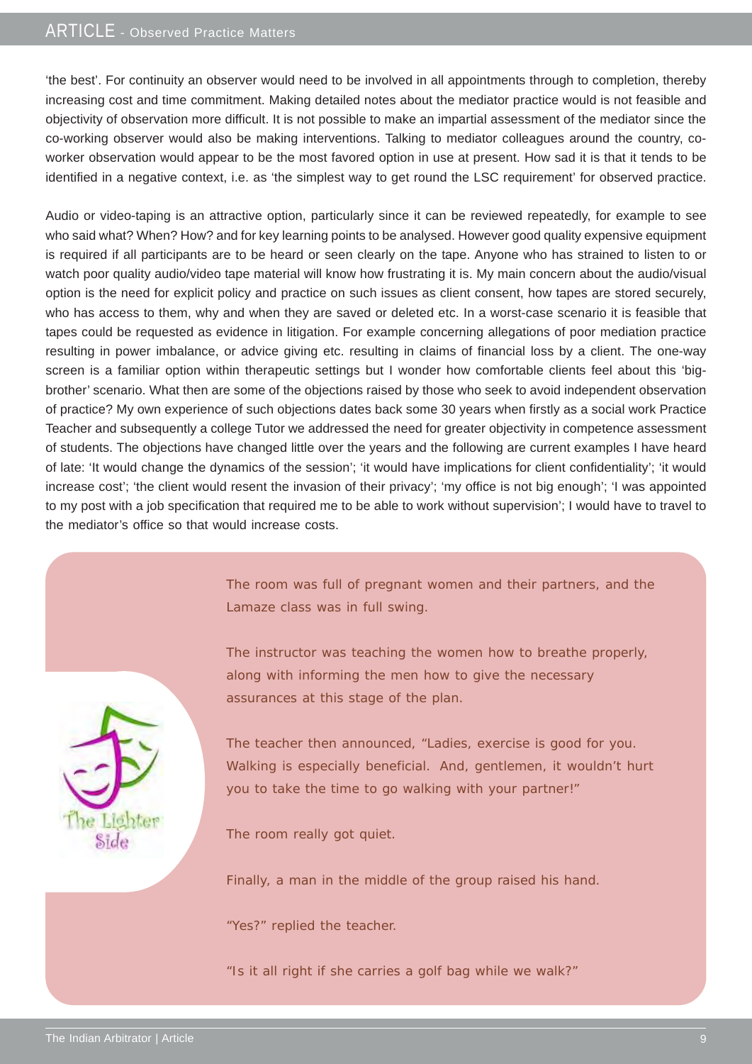'the best'. For continuity an observer would need to be involved in all appointments through to completion, thereby increasing cost and time commitment. Making detailed notes about the mediator practice would is not feasible and objectivity of observation more difficult. It is not possible to make an impartial assessment of the mediator since the co-working observer would also be making interventions. Talking to mediator colleagues around the country, co-worker observation would appear to be the most favored option in use at present. How sad it is that it tends to be identified in a negative context, i.e. as 'the simplest way to get round the LSC requirement' for observed practice.

Audio or video-taping is an attractive option, particularly since it can be reviewed repeatedly, for example to see who said what? When? How? and for key learning points to be analysed. However good quality expensive equipment is required if all participants are to be heard or seen clearly on the tape. Anyone who has strained to listen to or watch poor quality audio/video tape material will know how frustrating it is. My main concern about the audio/visual option is the need for explicit policy and practice on such issues as client consent, how tapes are stored securely, who has access to them, why and when they are saved or deleted etc. In a worst-case scenario it is feasible that tapes could be requested as evidence in litigation. For example concerning allegations of poor mediation practice resulting in power imbalance, or advice giving etc. resulting in claims of financial loss by a client. The one-way screen is a familiar option within therapeutic settings but I wonder how comfortable clients feel about this 'big-brother' scenario. What then are some of the objections raised by those who seek to avoid independent observation of practice? My own experience of such objections dates back some 30 years when firstly as a social work Practice Teacher and subsequently a college Tutor we addressed the need for greater objectivity in competence assessment of students. The objections have changed little over the years and the following are current examples I have heard of late: 'It would change the dynamics of the session'; 'it would have implications for client confidentiality'; 'it would increase cost'; 'the client would resent the invasion of their privacy'; 'my office is not big enough'; 'I was appointed to my post with a job specification that required me to be able to work without supervision'; I would have to travel to the mediator's office so that would increase costs.

The Lighter Side

The room was full of pregnant women and their partners, and the Lamaze class was in full swing.

The instructor was teaching the women how to breathe properly, along with informing the men how to give the necessary assurances at this stage of the plan.

The teacher then announced, "Ladies, exercise is good for you. Walking is especially beneficial. And, gentlemen, it wouldn't hurt you to take the time to go walking with your partner!"

The room really got quiet.

Finally, a man in the middle of the group raised his hand.

"Yes?" replied the teacher.

"Is it all right if she carries a golf bag while we walk?"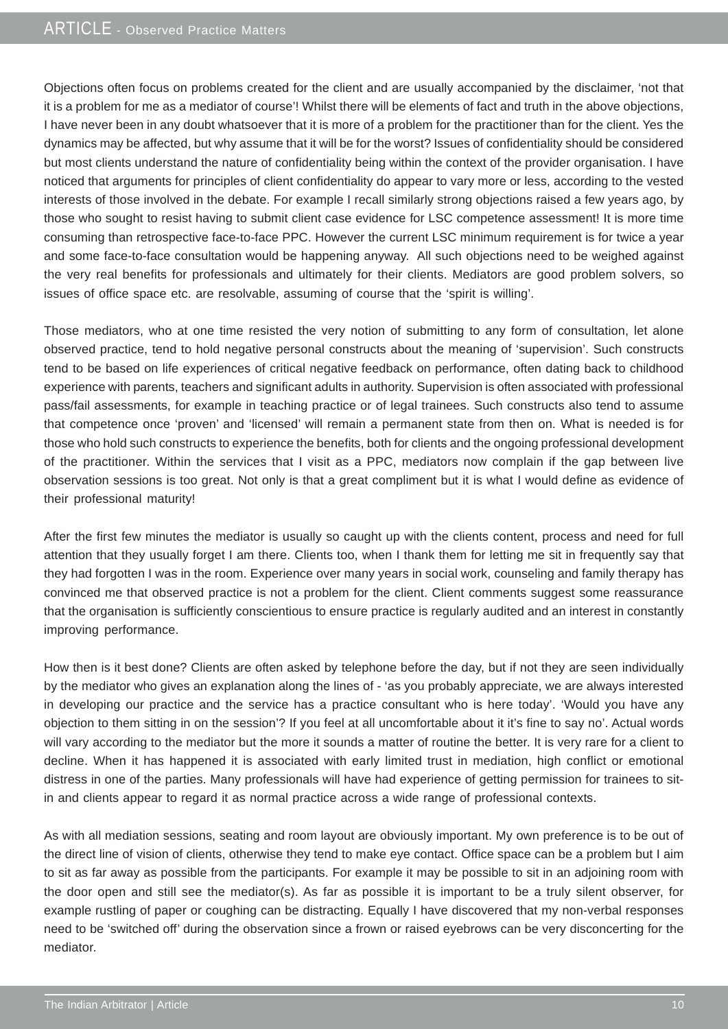Objections often focus on problems created for the client and are usually accompanied by the disclaimer, 'not that it is a problem for me as a mediator of course'! Whilst there will be elements of fact and truth in the above objections, I have never been in any doubt whatsoever that it is more of a problem for the practitioner than for the client. Yes the dynamics may be affected, but why assume that it will be for the worst? Issues of confidentiality should be considered but most clients understand the nature of confidentiality being within the context of the provider organisation. I have noticed that arguments for principles of client confidentiality do appear to vary more or less, according to the vested interests of those involved in the debate. For example I recall similarly strong objections raised a few years ago, by those who sought to resist having to submit client case evidence for LSC competence assessment! It is more time consuming than retrospective face-to-face PPC. However the current LSC minimum requirement is for twice a year and some face-to-face consultation would be happening anyway. All such objections need to be weighed against the very real benefits for professionals and ultimately for their clients. Mediators are good problem solvers, so issues of office space etc. are resolvable, assuming of course that the 'spirit is willing'.

Those mediators, who at one time resisted the very notion of submitting to any form of consultation, let alone observed practice, tend to hold negative personal constructs about the meaning of 'supervision'. Such constructs tend to be based on life experiences of critical negative feedback on performance, often dating back to childhood experience with parents, teachers and significant adults in authority. Supervision is often associated with professional pass/fail assessments, for example in teaching practice or of legal trainees. Such constructs also tend to assume that competence once 'proven' and 'licensed' will remain a permanent state from then on. What is needed is for those who hold such constructs to experience the benefits, both for clients and the ongoing professional development of the practitioner. Within the services that I visit as a PPC, mediators now complain if the gap between live observation sessions is too great. Not only is that a great compliment but it is what I would define as evidence of their professional maturity!

After the first few minutes the mediator is usually so caught up with the clients content, process and need for full attention that they usually forget I am there. Clients too, when I thank them for letting me sit in frequently say that they had forgotten I was in the room. Experience over many years in social work, counseling and family therapy has convinced me that observed practice is not a problem for the client. Client comments suggest some reassurance that the organisation is sufficiently conscientious to ensure practice is regularly audited and an interest in constantly improving performance.

How then is it best done? Clients are often asked by telephone before the day, but if not they are seen individually by the mediator who gives an explanation along the lines of - 'as you probably appreciate, we are always interested in developing our practice and the service has a practice consultant who is here today'. 'Would you have any objection to them sitting in on the session'? If you feel at all uncomfortable about it it's fine to say no'. Actual words will vary according to the mediator but the more it sounds a matter of routine the better. It is very rare for a client to decline. When it has happened it is associated with early limited trust in mediation, high conflict or emotional distress in one of the parties. Many professionals will have had experience of getting permission for trainees to sit-in and clients appear to regard it as normal practice across a wide range of professional contexts.

As with all mediation sessions, seating and room layout are obviously important. My own preference is to be out of the direct line of vision of clients, otherwise they tend to make eye contact. Office space can be a problem but I aim to sit as far away as possible from the participants. For example it may be possible to sit in an adjoining room with the door open and still see the mediator(s). As far as possible it is important to be a truly silent observer, for example rustling of paper or coughing can be distracting. Equally I have discovered that my non-verbal responses need to be 'switched off' during the observation since a frown or raised eyebrows can be very disconcerting for the mediator.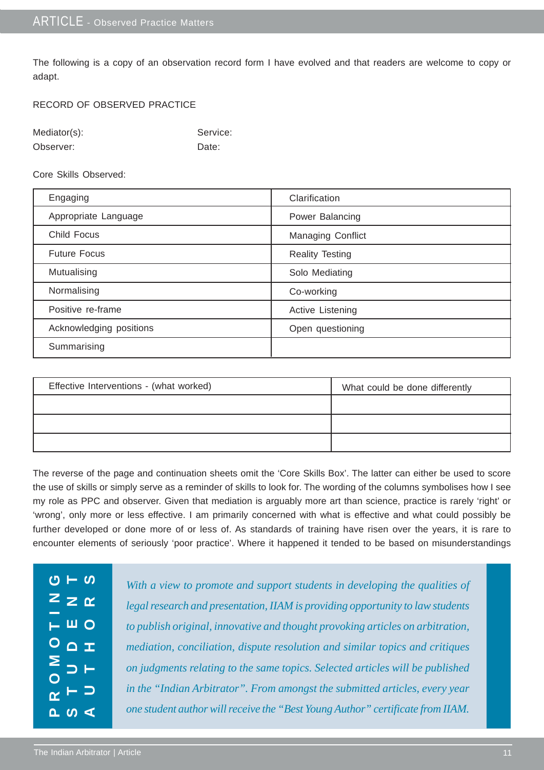The following is a copy of an observation record form I have evolved and that readers are welcome to copy or adapt.

RECORD OF OBSERVED PRACTICE

Mediator(s): Service:

Observer: Date:

Core Skills Observed:

| Engaging | Clarification |
|---|---|
| Appropriate Language | Power Balancing |
| Child Focus | Managing Conflict |
| Future Focus | Reality Testing |
| Mutualising | Solo Mediating |
| Normalising | Co-working |
| Positive re-frame | Active Listening |
| Acknowledging positions | Open questioning |
| Summarising | |

| Effective Interventions - (what worked) | What could be done differently |
|---|---|
| | |
| | |
| | |

The reverse of the page and continuation sheets omit the 'Core Skills Box'. The latter can either be used to score the use of skills or simply serve as a reminder of skills to look for. The wording of the columns symbolises how I see my role as PPC and observer. Given that mediation is arguably more art than science, practice is rarely 'right' or 'wrong', only more or less effective. I am primarily concerned with what is effective and what could possibly be further developed or done more of or less of. As standards of training have risen over the years, it is rare to encounter elements of seriously 'poor practice'. Where it happened it tended to be based on misunderstandings

**PROMOTING STUDENTS AUTHORS**

*With a view to promote and support students in developing the qualities of legal research and presentation, IIAM is providing opportunity to law students to publish original, innovative and thought provoking articles on arbitration, mediation, conciliation, dispute resolution and similar topics and critiques on judgments relating to the same topics. Selected articles will be published in the "Indian Arbitrator". From amongst the submitted articles, every year one student author will receive the "Best Young Author" certificate from IIAM.*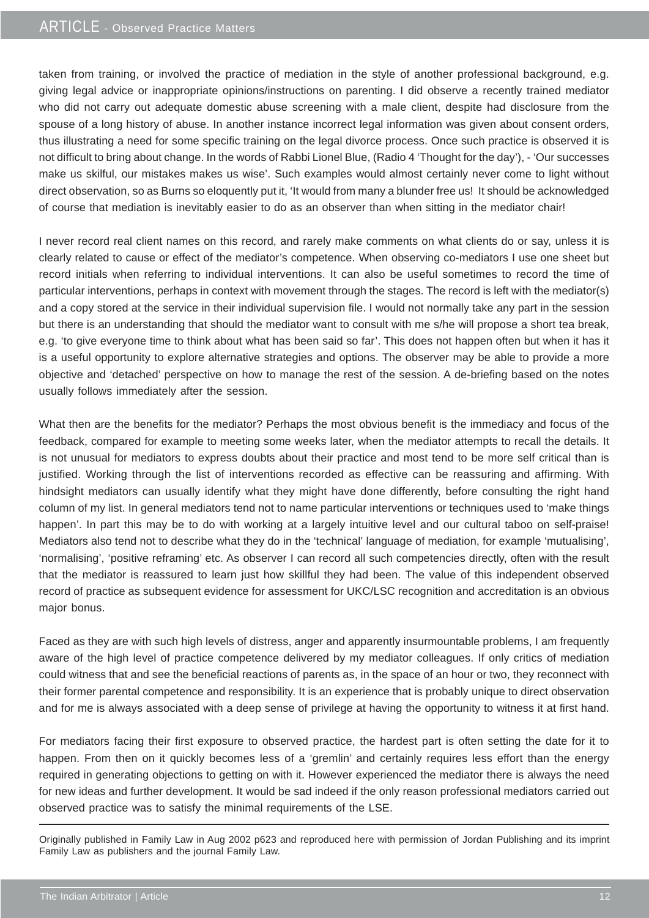taken from training, or involved the practice of mediation in the style of another professional background, e.g. giving legal advice or inappropriate opinions/instructions on parenting. I did observe a recently trained mediator who did not carry out adequate domestic abuse screening with a male client, despite had disclosure from the spouse of a long history of abuse. In another instance incorrect legal information was given about consent orders, thus illustrating a need for some specific training on the legal divorce process. Once such practice is observed it is not difficult to bring about change. In the words of Rabbi Lionel Blue, (Radio 4 'Thought for the day'), - 'Our successes make us skilful, our mistakes makes us wise'. Such examples would almost certainly never come to light without direct observation, so as Burns so eloquently put it, 'It would from many a blunder free us! It should be acknowledged of course that mediation is inevitably easier to do as an observer than when sitting in the mediator chair!

I never record real client names on this record, and rarely make comments on what clients do or say, unless it is clearly related to cause or effect of the mediator's competence. When observing co-mediators I use one sheet but record initials when referring to individual interventions. It can also be useful sometimes to record the time of particular interventions, perhaps in context with movement through the stages. The record is left with the mediator(s) and a copy stored at the service in their individual supervision file. I would not normally take any part in the session but there is an understanding that should the mediator want to consult with me s/he will propose a short tea break, e.g. 'to give everyone time to think about what has been said so far'. This does not happen often but when it has it is a useful opportunity to explore alternative strategies and options. The observer may be able to provide a more objective and 'detached' perspective on how to manage the rest of the session. A de-briefing based on the notes usually follows immediately after the session.

What then are the benefits for the mediator? Perhaps the most obvious benefit is the immediacy and focus of the feedback, compared for example to meeting some weeks later, when the mediator attempts to recall the details. It is not unusual for mediators to express doubts about their practice and most tend to be more self critical than is justified. Working through the list of interventions recorded as effective can be reassuring and affirming. With hindsight mediators can usually identify what they might have done differently, before consulting the right hand column of my list. In general mediators tend not to name particular interventions or techniques used to 'make things happen'. In part this may be to do with working at a largely intuitive level and our cultural taboo on self-praise! Mediators also tend not to describe what they do in the 'technical' language of mediation, for example 'mutualising', 'normalising', 'positive reframing' etc. As observer I can record all such competencies directly, often with the result that the mediator is reassured to learn just how skillful they had been. The value of this independent observed record of practice as subsequent evidence for assessment for UKC/LSC recognition and accreditation is an obvious major bonus.

Faced as they are with such high levels of distress, anger and apparently insurmountable problems, I am frequently aware of the high level of practice competence delivered by my mediator colleagues. If only critics of mediation could witness that and see the beneficial reactions of parents as, in the space of an hour or two, they reconnect with their former parental competence and responsibility. It is an experience that is probably unique to direct observation and for me is always associated with a deep sense of privilege at having the opportunity to witness it at first hand.

For mediators facing their first exposure to observed practice, the hardest part is often setting the date for it to happen. From then on it quickly becomes less of a 'gremlin' and certainly requires less effort than the energy required in generating objections to getting on with it. However experienced the mediator there is always the need for new ideas and further development. It would be sad indeed if the only reason professional mediators carried out observed practice was to satisfy the minimal requirements of the LSE.

---

Originally published in Family Law in Aug 2002 p623 and reproduced here with permission of Jordan Publishing and its imprint Family Law as publishers and the journal Family Law.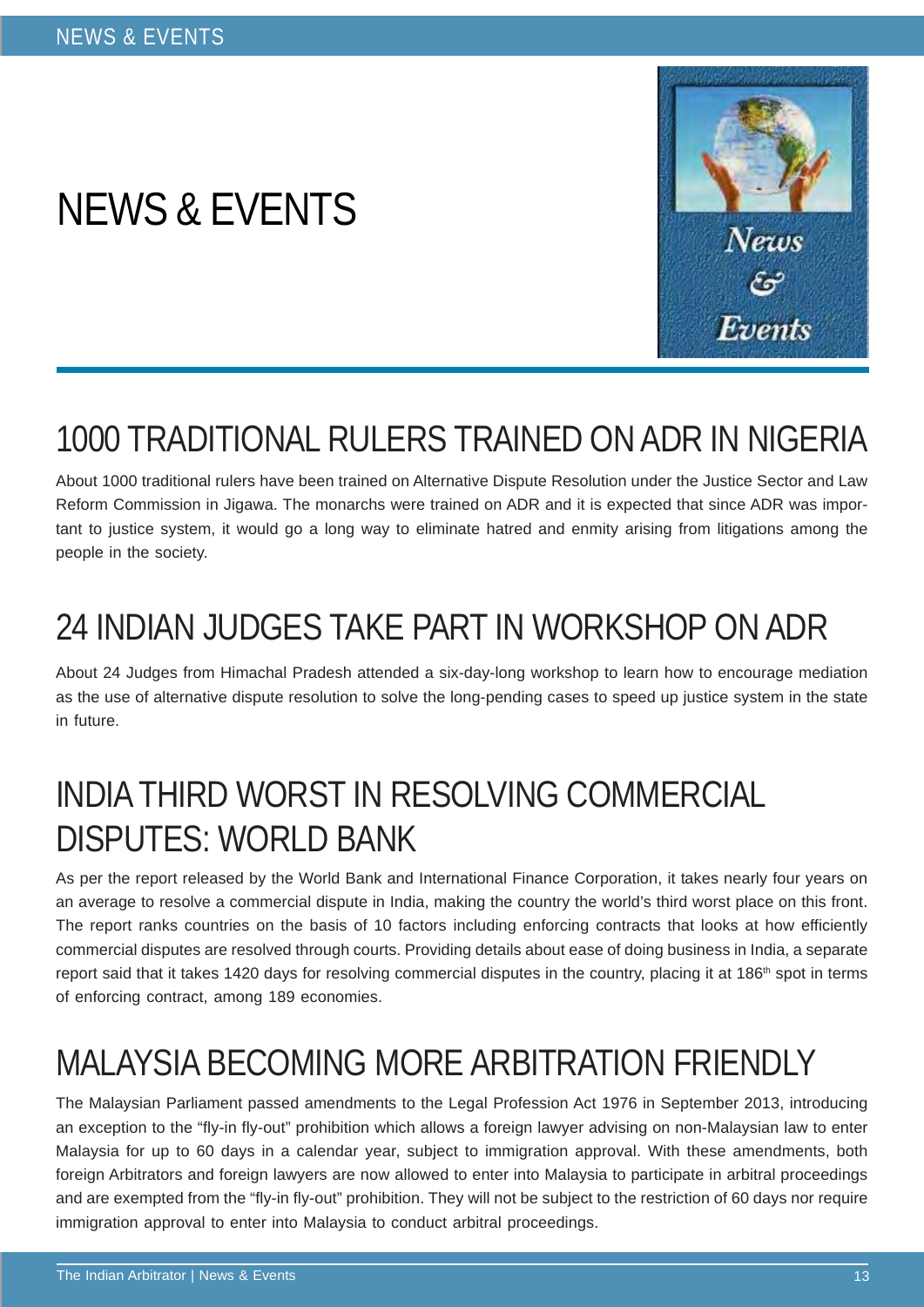# NEWS & EVENTS

## 1000 TRADITIONAL RULERS TRAINED ON ADR IN NIGERIA

About 1000 traditional rulers have been trained on Alternative Dispute Resolution under the Justice Sector and Law Reform Commission in Jigawa. The monarchs were trained on ADR and it is expected that since ADR was important to justice system, it would go a long way to eliminate hatred and enmity arising from litigations among the people in the society.

## 24 INDIAN JUDGES TAKE PART IN WORKSHOP ON ADR

About 24 Judges from Himachal Pradesh attended a six-day-long workshop to learn how to encourage mediation as the use of alternative dispute resolution to solve the long-pending cases to speed up justice system in the state in future.

## INDIA THIRD WORST IN RESOLVING COMMERCIAL DISPUTES: WORLD BANK

As per the report released by the World Bank and International Finance Corporation, it takes nearly four years on an average to resolve a commercial dispute in India, making the country the world's third worst place on this front. The report ranks countries on the basis of 10 factors including enforcing contracts that looks at how efficiently commercial disputes are resolved through courts. Providing details about ease of doing business in India, a separate report said that it takes 1420 days for resolving commercial disputes in the country, placing it at 186th spot in terms of enforcing contract, among 189 economies.

## MALAYSIA BECOMING MORE ARBITRATION FRIENDLY

The Malaysian Parliament passed amendments to the Legal Profession Act 1976 in September 2013, introducing an exception to the "fly-in fly-out" prohibition which allows a foreign lawyer advising on non-Malaysian law to enter Malaysia for up to 60 days in a calendar year, subject to immigration approval. With these amendments, both foreign Arbitrators and foreign lawyers are now allowed to enter into Malaysia to participate in arbitral proceedings and are exempted from the "fly-in fly-out" prohibition. They will not be subject to the restriction of 60 days nor require immigration approval to enter into Malaysia to conduct arbitral proceedings.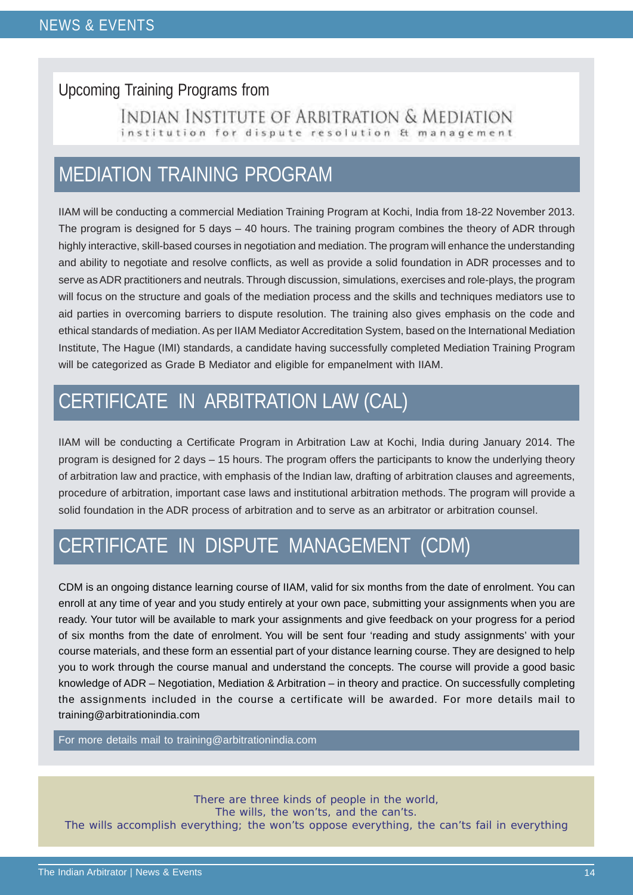Upcoming Training Programs from

INDIAN INSTITUTE OF ARBITRATION & MEDIATION
institution for dispute resolution & management

## MEDIATION TRAINING PROGRAM

IIAM will be conducting a commercial Mediation Training Program at Kochi, India from 18-22 November 2013. The program is designed for 5 days – 40 hours. The training program combines the theory of ADR through highly interactive, skill-based courses in negotiation and mediation. The program will enhance the understanding and ability to negotiate and resolve conflicts, as well as provide a solid foundation in ADR processes and to serve as ADR practitioners and neutrals. Through discussion, simulations, exercises and role-plays, the program will focus on the structure and goals of the mediation process and the skills and techniques mediators use to aid parties in overcoming barriers to dispute resolution. The training also gives emphasis on the code and ethical standards of mediation. As per IIAM Mediator Accreditation System, based on the International Mediation Institute, The Hague (IMI) standards, a candidate having successfully completed Mediation Training Program will be categorized as Grade B Mediator and eligible for empanelment with IIAM.

## CERTIFICATE IN ARBITRATION LAW (CAL)

IIAM will be conducting a Certificate Program in Arbitration Law at Kochi, India during January 2014. The program is designed for 2 days – 15 hours. The program offers the participants to know the underlying theory of arbitration law and practice, with emphasis of the Indian law, drafting of arbitration clauses and agreements, procedure of arbitration, important case laws and institutional arbitration methods. The program will provide a solid foundation in the ADR process of arbitration and to serve as an arbitrator or arbitration counsel.

## CERTIFICATE IN DISPUTE MANAGEMENT (CDM)

CDM is an ongoing distance learning course of IIAM, valid for six months from the date of enrolment. You can enroll at any time of year and you study entirely at your own pace, submitting your assignments when you are ready. Your tutor will be available to mark your assignments and give feedback on your progress for a period of six months from the date of enrolment. You will be sent four 'reading and study assignments' with your course materials, and these form an essential part of your distance learning course. They are designed to help you to work through the course manual and understand the concepts. The course will provide a good basic knowledge of ADR – Negotiation, Mediation & Arbitration – in theory and practice. On successfully completing the assignments included in the course a certificate will be awarded. For more details mail to training@arbitrationindia.com

For more details mail to training@arbitrationindia.com

*There are three kinds of people in the world,*
*The wills, the won'ts, and the can'ts.*
*The wills accomplish everything; the won'ts oppose everything, the can'ts fail in everything*